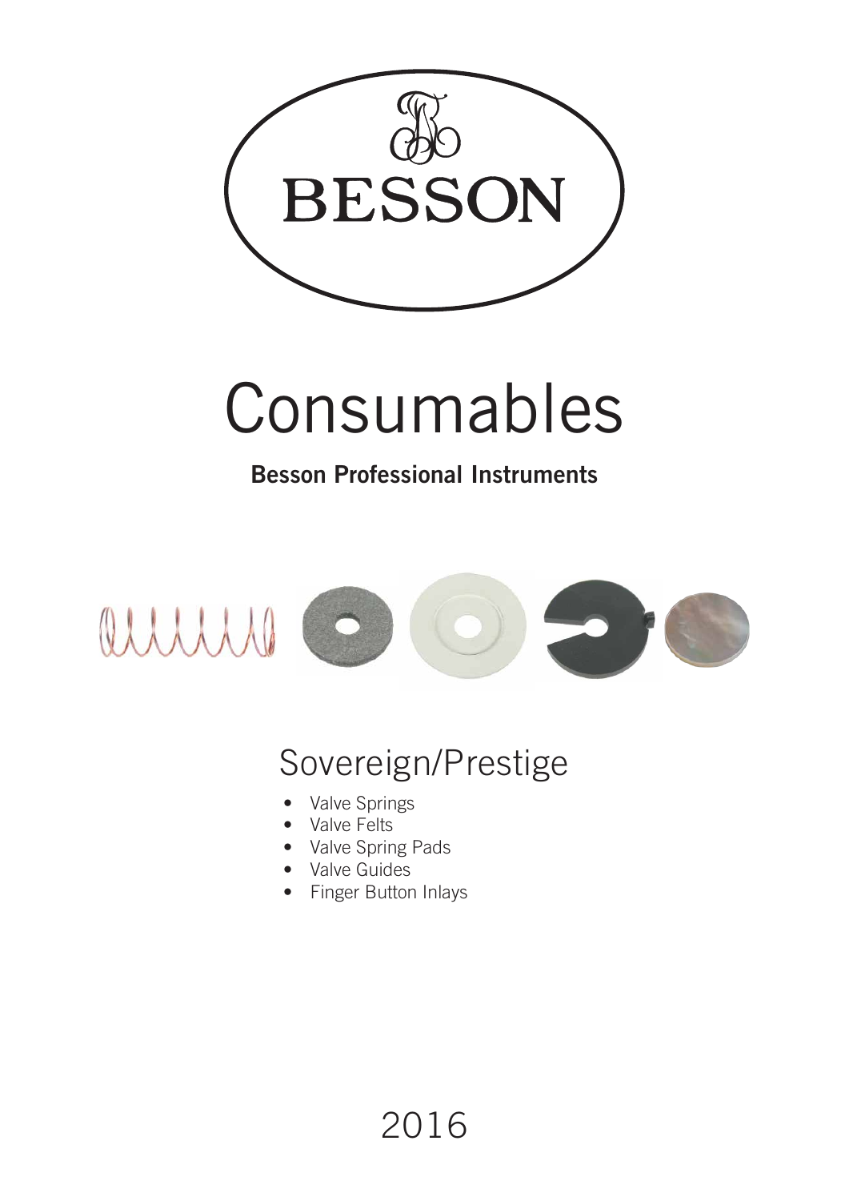BESSON

# Consumables

**Besson Professional Instruments**

## Sovereign/Prestige

- Valve Springs
- Valve Felts
- Valve Spring Pads
- Valve Guides
- Finger Button Inlays

2016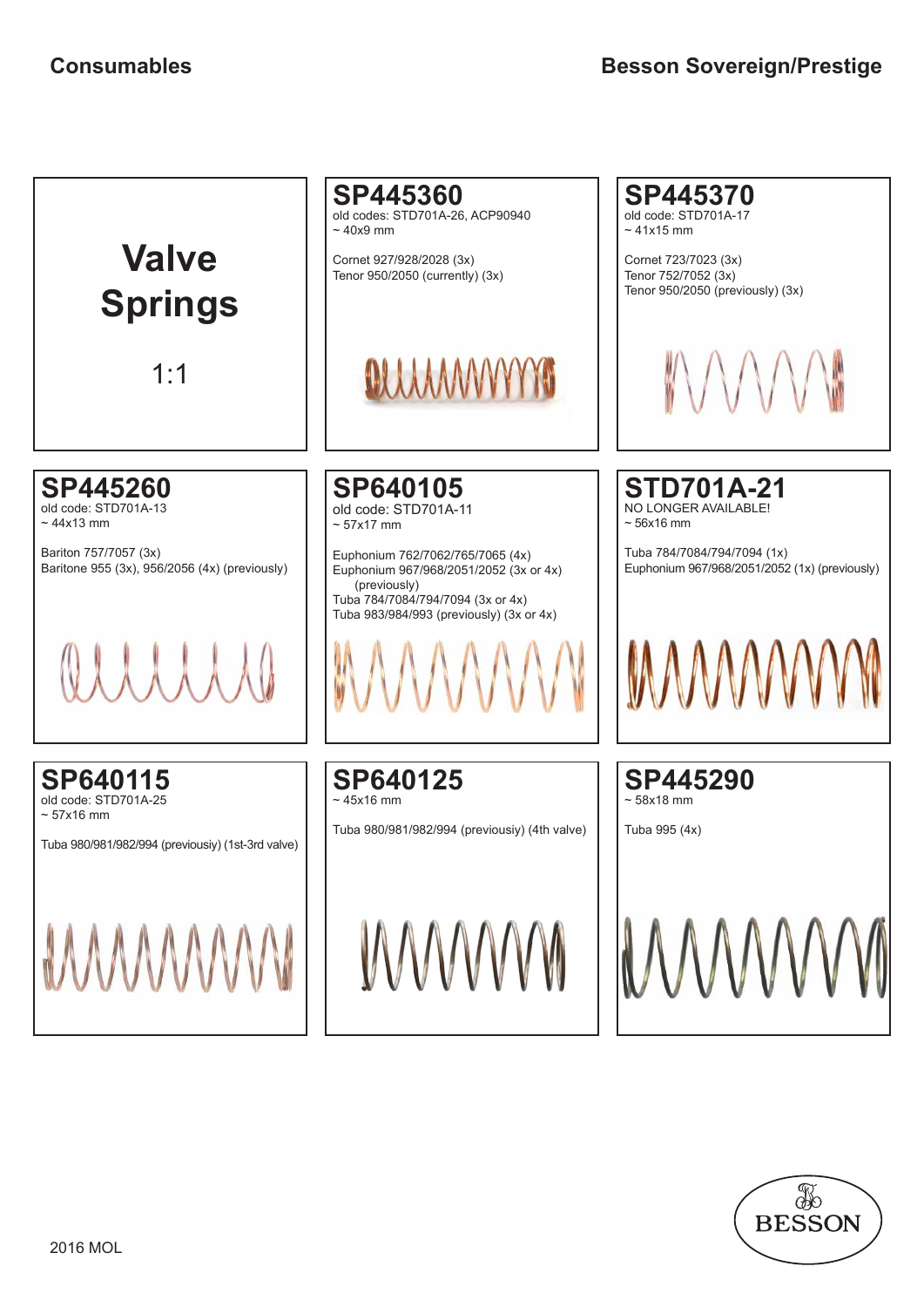# Valve Springs

1:1

## SP445360

old codes: STD701A-26, ACP90940
~ 40x9 mm

Cornet 927/928/2028 (3x)
Tenor 950/2050 (currently) (3x)

## SP445370

old code: STD701A-17
~ 41x15 mm

Cornet 723/7023 (3x)
Tenor 752/7052 (3x)
Tenor 950/2050 (previously) (3x)

## SP445260

old code: STD701A-13
~ 44x13 mm

Bariton 757/7057 (3x)
Baritone 955 (3x), 956/2056 (4x) (previously)

## SP640105

old code: STD701A-11
~ 57x17 mm

Euphonium 762/7062/765/7065 (4x)
Euphonium 967/968/2051/2052 (3x or 4x) (previously)
Tuba 784/7084/794/7094 (3x or 4x)
Tuba 983/984/993 (previously) (3x or 4x)

## STD701A-21

NO LONGER AVAILABLE!
~ 56x16 mm

Tuba 784/7084/794/7094 (1x)
Euphonium 967/968/2051/2052 (1x) (previously)

## SP640115

old code: STD701A-25
~ 57x16 mm

Tuba 980/981/982/994 (previousiy) (1st-3rd valve)

## SP640125

~ 45x16 mm

Tuba 980/981/982/994 (previousiy) (4th valve)

## SP445290

~ 58x18 mm

Tuba 995 (4x)

2016 MOL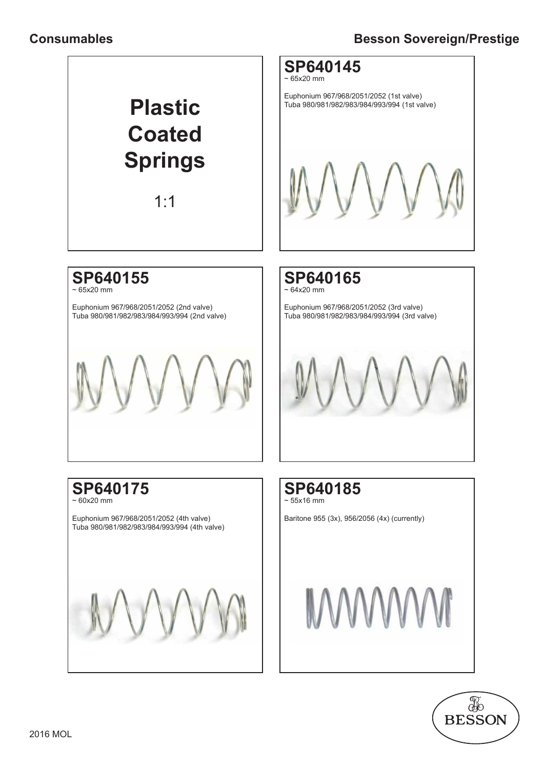## Consumables

## Besson Sovereign/Prestige

# Plastic Coated Springs

1:1

### SP640145

~ 65x20 mm

Euphonium 967/968/2051/2052 (1st valve)
Tuba 980/981/982/983/984/993/994 (1st valve)

### SP640155

~ 65x20 mm

Euphonium 967/968/2051/2052 (2nd valve)
Tuba 980/981/982/983/984/993/994 (2nd valve)

### SP640165

~ 64x20 mm

Euphonium 967/968/2051/2052 (3rd valve)
Tuba 980/981/982/983/984/993/994 (3rd valve)

### SP640175

~ 60x20 mm

Euphonium 967/968/2051/2052 (4th valve)
Tuba 980/981/982/983/984/993/994 (4th valve)

### SP640185

~ 55x16 mm

Baritone 955 (3x), 956/2056 (4x) (currently)

2016 MOL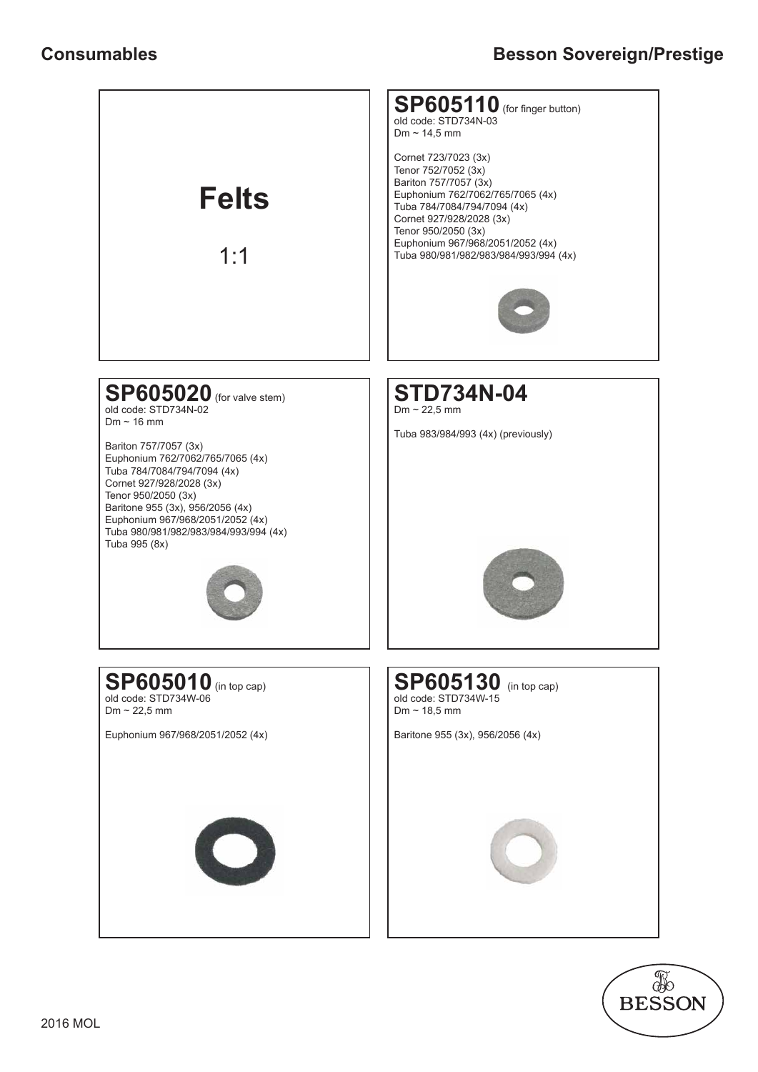## Consumables

## Besson Sovereign/Prestige

# Felts

1:1

### SP605110 (for finger button)

old code: STD734N-03
Dm ~ 14,5 mm

Cornet 723/7023 (3x)
Tenor 752/7052 (3x)
Bariton 757/7057 (3x)
Euphonium 762/7062/765/7065 (4x)
Tuba 784/7084/794/7094 (4x)
Cornet 927/928/2028 (3x)
Tenor 950/2050 (3x)
Euphonium 967/968/2051/2052 (4x)
Tuba 980/981/982/983/984/993/994 (4x)

### SP605020 (for valve stem)

old code: STD734N-02
Dm ~ 16 mm

Bariton 757/7057 (3x)
Euphonium 762/7062/765/7065 (4x)
Tuba 784/7084/794/7094 (4x)
Cornet 927/928/2028 (3x)
Tenor 950/2050 (3x)
Baritone 955 (3x), 956/2056 (4x)
Euphonium 967/968/2051/2052 (4x)
Tuba 980/981/982/983/984/993/994 (4x)
Tuba 995 (8x)

### STD734N-04

Dm ~ 22,5 mm

Tuba 983/984/993 (4x) (previously)

### SP605010 (in top cap)

old code: STD734W-06
Dm ~ 22,5 mm

Euphonium 967/968/2051/2052 (4x)

### SP605130 (in top cap)

old code: STD734W-15
Dm ~ 18,5 mm

Baritone 955 (3x), 956/2056 (4x)

2016 MOL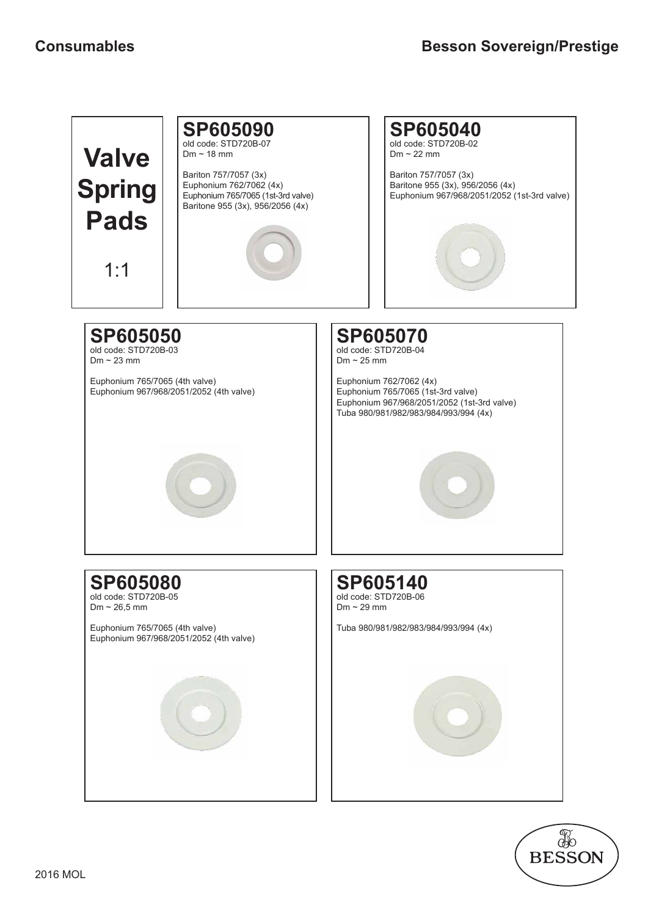## Consumables

## Besson Sovereign/Prestige

# Valve Spring Pads

1:1

### SP605090

old code: STD720B-07
Dm ~ 18 mm

Bariton 757/7057 (3x)
Euphonium 762/7062 (4x)
Euphonium 765/7065 (1st-3rd valve)
Baritone 955 (3x), 956/2056 (4x)

### SP605040

old code: STD720B-02
Dm ~ 22 mm

Bariton 757/7057 (3x)
Baritone 955 (3x), 956/2056 (4x)
Euphonium 967/968/2051/2052 (1st-3rd valve)

### SP605050

old code: STD720B-03
Dm ~ 23 mm

Euphonium 765/7065 (4th valve)
Euphonium 967/968/2051/2052 (4th valve)

### SP605070

old code: STD720B-04
Dm ~ 25 mm

Euphonium 762/7062 (4x)
Euphonium 765/7065 (1st-3rd valve)
Euphonium 967/968/2051/2052 (1st-3rd valve)
Tuba 980/981/982/983/984/993/994 (4x)

### SP605080

old code: STD720B-05
Dm ~ 26,5 mm

Euphonium 765/7065 (4th valve)
Euphonium 967/968/2051/2052 (4th valve)

### SP605140

old code: STD720B-06
Dm ~ 29 mm

Tuba 980/981/982/983/984/993/994 (4x)

BESSON

2016 MOL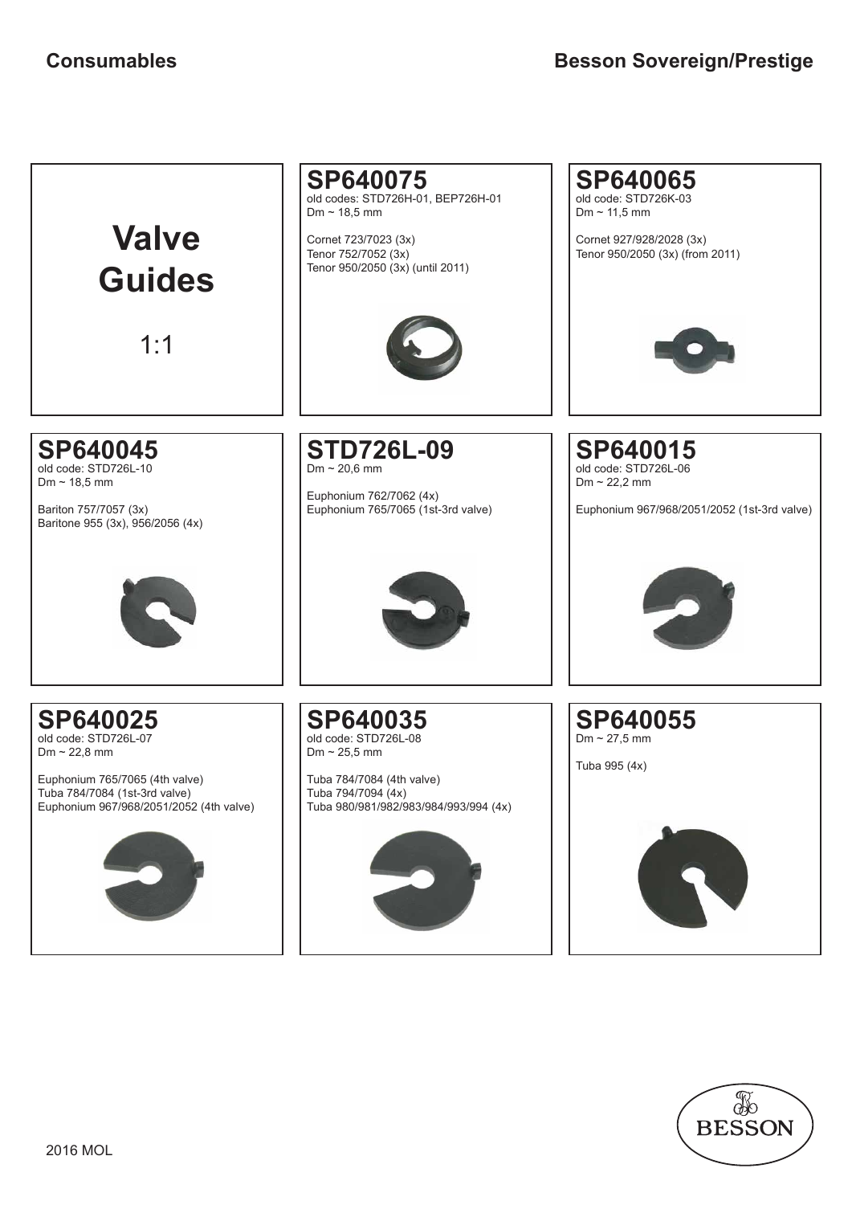# Valve Guides

1:1

## SP640075

old codes: STD726H-01, BEP726H-01
Dm ~ 18,5 mm

Cornet 723/7023 (3x)
Tenor 752/7052 (3x)
Tenor 950/2050 (3x) (until 2011)

## SP640065

old code: STD726K-03
Dm ~ 11,5 mm

Cornet 927/928/2028 (3x)
Tenor 950/2050 (3x) (from 2011)

## SP640045

old code: STD726L-10
Dm ~ 18,5 mm

Bariton 757/7057 (3x)
Baritone 955 (3x), 956/2056 (4x)

## STD726L-09

Dm ~ 20,6 mm

Euphonium 762/7062 (4x)
Euphonium 765/7065 (1st-3rd valve)

## SP640015

old code: STD726L-06
Dm ~ 22,2 mm

Euphonium 967/968/2051/2052 (1st-3rd valve)

## SP640025

old code: STD726L-07
Dm ~ 22,8 mm

Euphonium 765/7065 (4th valve)
Tuba 784/7084 (1st-3rd valve)
Euphonium 967/968/2051/2052 (4th valve)

## SP640035

old code: STD726L-08
Dm ~ 25,5 mm

Tuba 784/7084 (4th valve)
Tuba 794/7094 (4x)
Tuba 980/981/982/983/984/993/994 (4x)

## SP640055

Dm ~ 27,5 mm

Tuba 995 (4x)

2016 MOL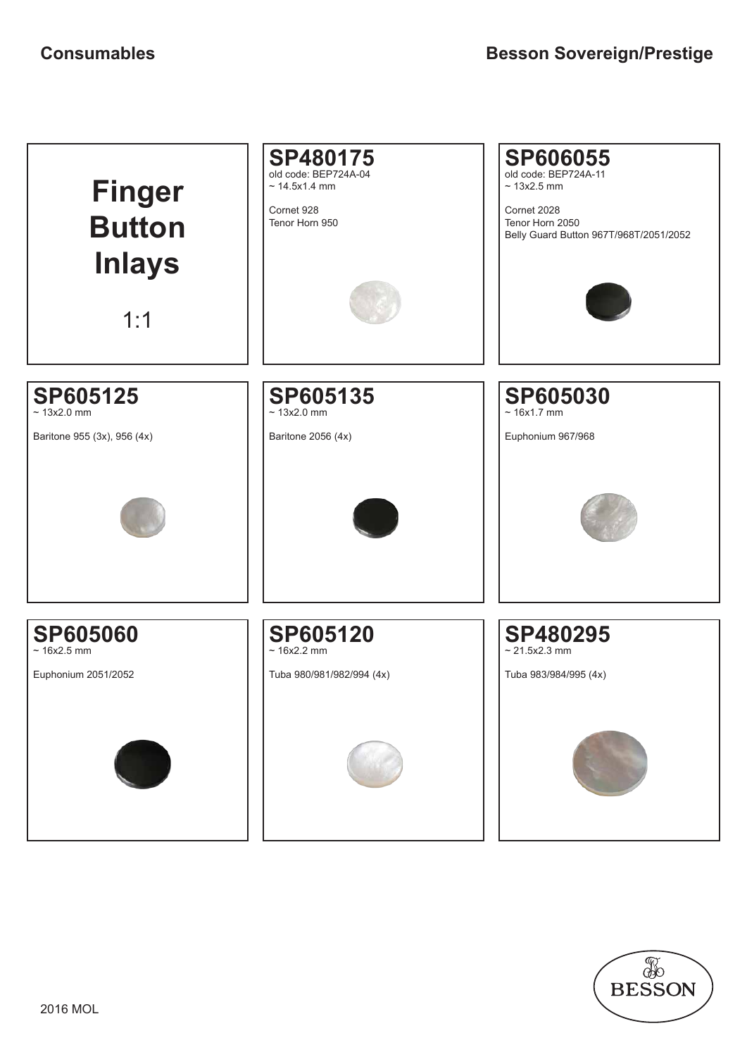## Consumables

## Besson Sovereign/Prestige

# Finger Button Inlays

1:1

### SP480175
old code: BEP724A-04
~ 14.5x1.4 mm

Cornet 928
Tenor Horn 950

### SP606055
old code: BEP724A-11
~ 13x2.5 mm

Cornet 2028
Tenor Horn 2050
Belly Guard Button 967T/968T/2051/2052

### SP605125
~ 13x2.0 mm

Baritone 955 (3x), 956 (4x)

### SP605135
~ 13x2.0 mm

Baritone 2056 (4x)

### SP605030
~ 16x1.7 mm

Euphonium 967/968

### SP605060
~ 16x2.5 mm

Euphonium 2051/2052

### SP605120
~ 16x2.2 mm

Tuba 980/981/982/994 (4x)

### SP480295
~ 21.5x2.3 mm

Tuba 983/984/995 (4x)

BESSON

2016 MOL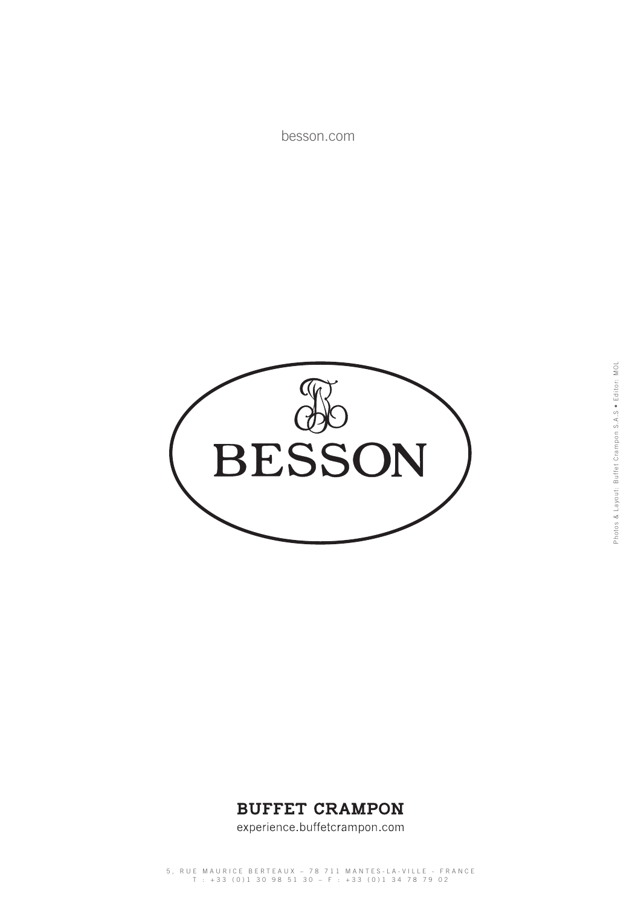besson.com

BESSON

Photos & Layout: Buffet Crampon S.A.S • Editor: MOL

**BUFFET CRAMPON**

experience.buffetcrampon.com

5, RUE MAURICE BERTEAUX – 78 711 MANTES-LA-VILLE - FRANCE
T : +33 (0)1 30 98 51 30 – F : +33 (0)1 34 78 79 02